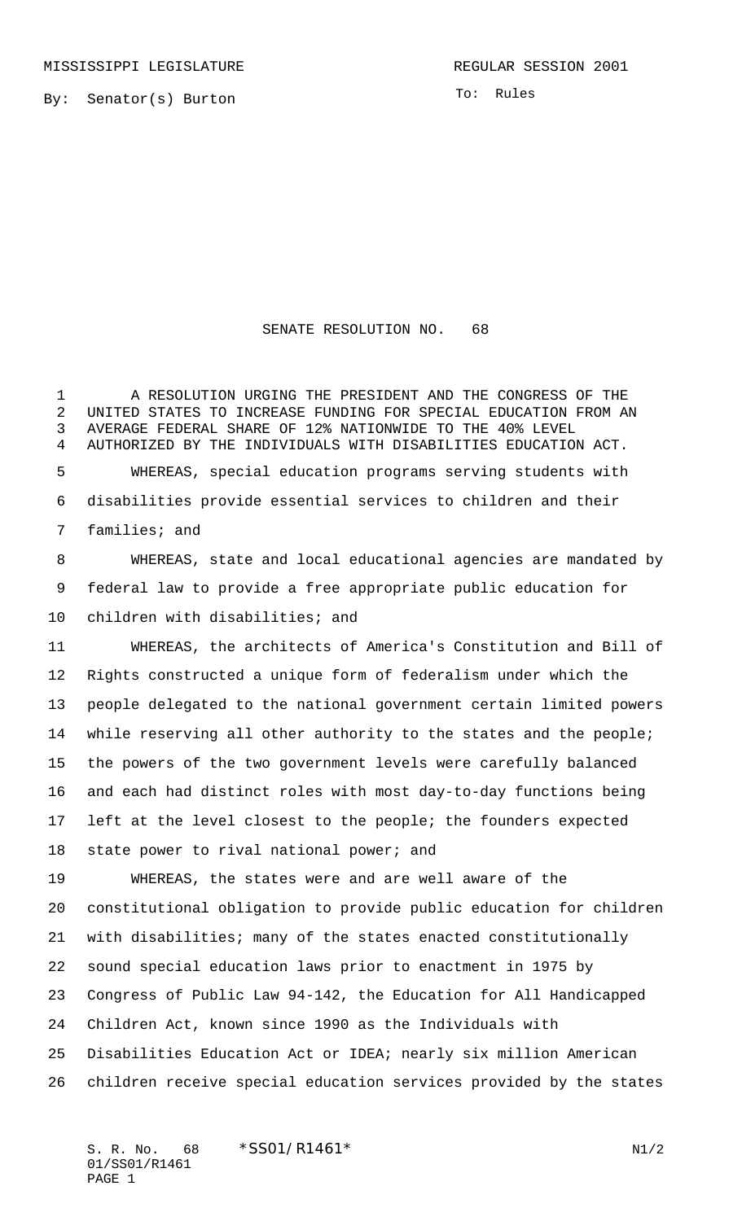MISSISSIPPI LEGISLATURE REGULAR SESSION 2001

By: Senator(s) Burton

To: Rules

# SENATE RESOLUTION NO. 68

A RESOLUTION URGING THE PRESIDENT AND THE CONGRESS OF THE UNITED STATES TO INCREASE FUNDING FOR SPECIAL EDUCATION FROM AN AVERAGE FEDERAL SHARE OF 12% NATIONWIDE TO THE 40% LEVEL AUTHORIZED BY THE INDIVIDUALS WITH DISABILITIES EDUCATION ACT.

WHEREAS, special education programs serving students with disabilities provide essential services to children and their families; and

WHEREAS, state and local educational agencies are mandated by federal law to provide a free appropriate public education for children with disabilities; and

WHEREAS, the architects of America's Constitution and Bill of Rights constructed a unique form of federalism under which the people delegated to the national government certain limited powers while reserving all other authority to the states and the people; the powers of the two government levels were carefully balanced and each had distinct roles with most day-to-day functions being left at the level closest to the people; the founders expected state power to rival national power; and

WHEREAS, the states were and are well aware of the constitutional obligation to provide public education for children with disabilities; many of the states enacted constitutionally sound special education laws prior to enactment in 1975 by Congress of Public Law 94-142, the Education for All Handicapped Children Act, known since 1990 as the Individuals with Disabilities Education Act or IDEA; nearly six million American children receive special education services provided by the states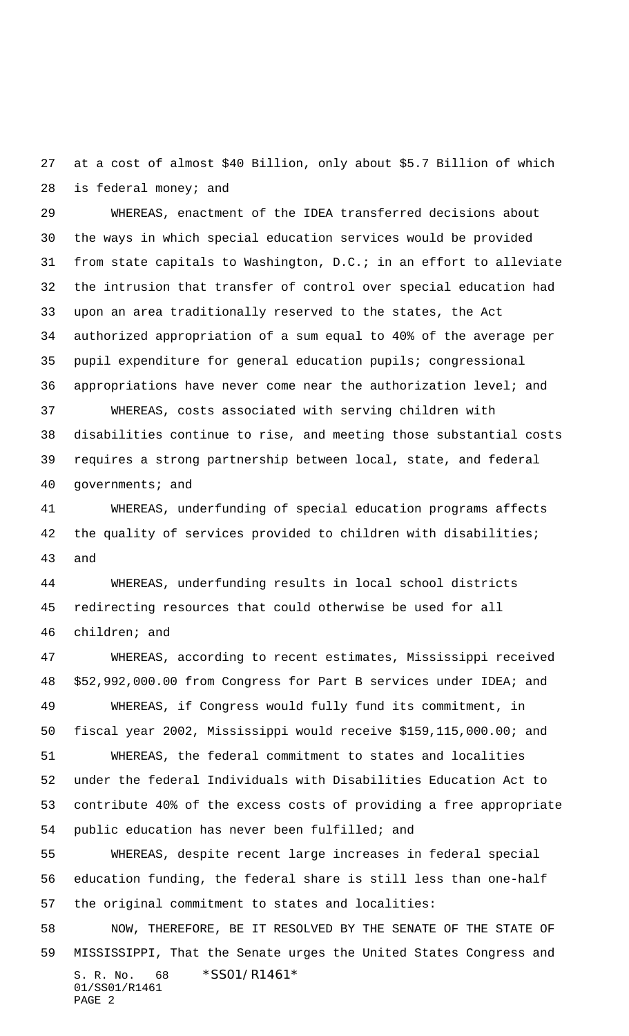at a cost of almost $40 Billion, only about $5.7 Billion of which is federal money; and

WHEREAS, enactment of the IDEA transferred decisions about the ways in which special education services would be provided from state capitals to Washington, D.C.; in an effort to alleviate the intrusion that transfer of control over special education had upon an area traditionally reserved to the states, the Act authorized appropriation of a sum equal to 40% of the average per pupil expenditure for general education pupils; congressional appropriations have never come near the authorization level; and

WHEREAS, costs associated with serving children with disabilities continue to rise, and meeting those substantial costs requires a strong partnership between local, state, and federal governments; and

WHEREAS, underfunding of special education programs affects the quality of services provided to children with disabilities; and

WHEREAS, underfunding results in local school districts redirecting resources that could otherwise be used for all children; and

WHEREAS, according to recent estimates, Mississippi received $52,992,000.00 from Congress for Part B services under IDEA; and

WHEREAS, if Congress would fully fund its commitment, in fiscal year 2002, Mississippi would receive $159,115,000.00; and

WHEREAS, the federal commitment to states and localities under the federal Individuals with Disabilities Education Act to contribute 40% of the excess costs of providing a free appropriate public education has never been fulfilled; and

WHEREAS, despite recent large increases in federal special education funding, the federal share is still less than one-half the original commitment to states and localities:

NOW, THEREFORE, BE IT RESOLVED BY THE SENATE OF THE STATE OF MISSISSIPPI, That the Senate urges the United States Congress and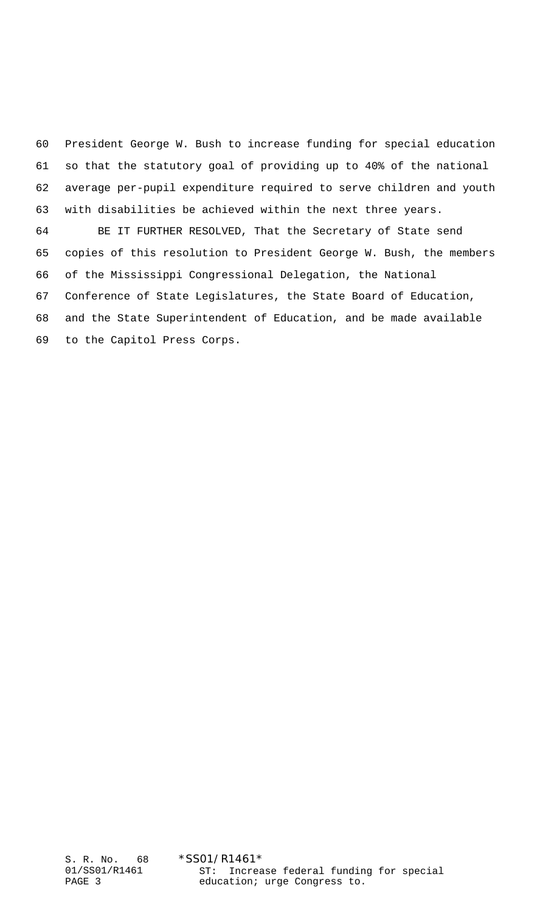President George W. Bush to increase funding for special education so that the statutory goal of providing up to 40% of the national average per-pupil expenditure required to serve children and youth with disabilities be achieved within the next three years.

BE IT FURTHER RESOLVED, That the Secretary of State send copies of this resolution to President George W. Bush, the members of the Mississippi Congressional Delegation, the National Conference of State Legislatures, the State Board of Education, and the State Superintendent of Education, and be made available to the Capitol Press Corps.